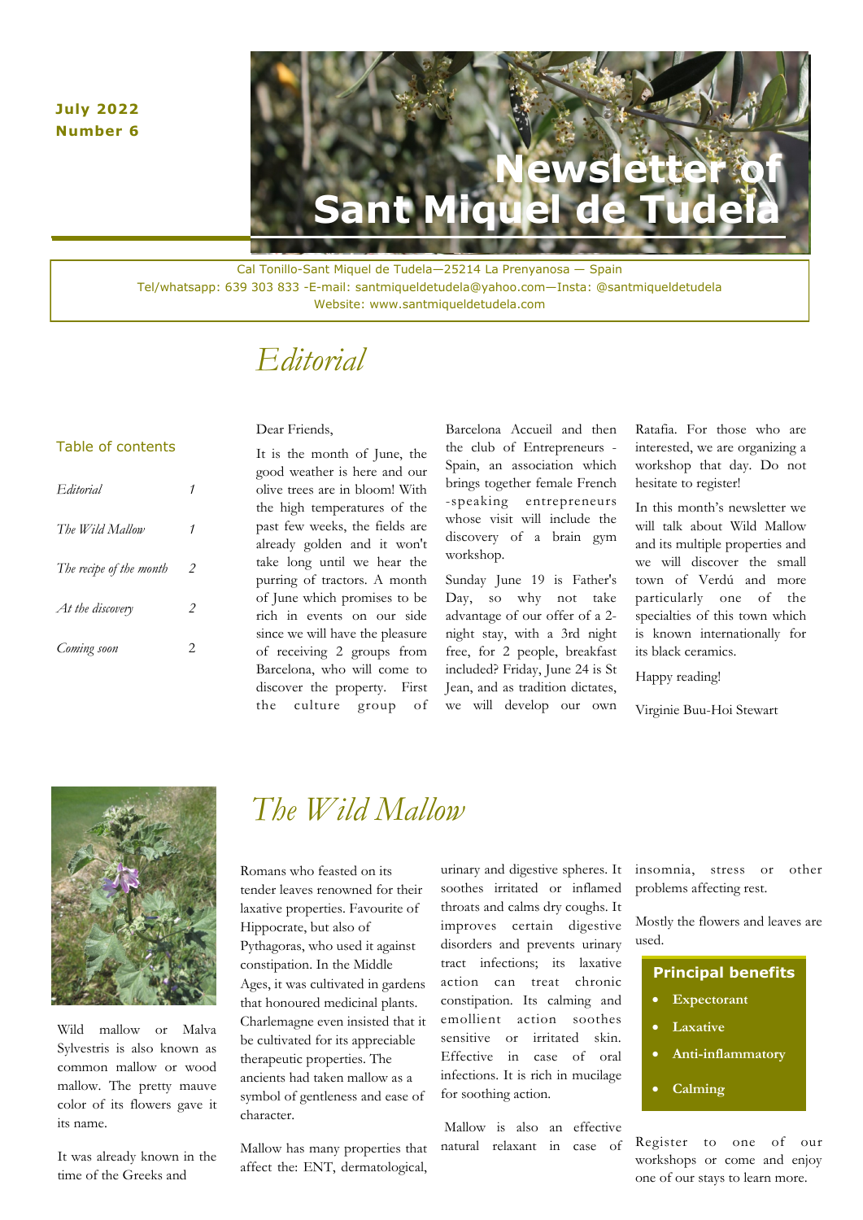July 2022
Number 6

# Newsletter of Sant Miquel de Tudela

Cal Tonillo-Sant Miquel de Tudela—25214 La Prenyanosa — Spain
Tel/whatsapp: 639 303 833 -E-mail: santmiqueldetudela@yahoo.com—Insta: @santmiqueldetudela
Website: www.santmiqueldetudela.com

## Table of contents

| | |
|---|---|
| *Editorial* | *1* |
| *The Wild Mallow* | *1* |
| *The recipe of the month* | *2* |
| *At the discovery* | *2* |
| *Coming soon* | 2 |

## Editorial

Dear Friends,

It is the month of June, the good weather is here and our olive trees are in bloom! With the high temperatures of the past few weeks, the fields are already golden and it won't take long until we hear the purring of tractors. A month of June which promises to be rich in events on our side since we will have the pleasure of receiving 2 groups from Barcelona, who will come to discover the property. First the culture group of Barcelona Accueil and then the club of Entrepreneurs - Spain, an association which brings together female French -speaking entrepreneurs whose visit will include the discovery of a brain gym workshop.

Sunday June 19 is Father's Day, so why not take advantage of our offer of a 2-night stay, with a 3rd night free, for 2 people, breakfast included? Friday, June 24 is St Jean, and as tradition dictates, we will develop our own Ratafia. For those who are interested, we are organizing a workshop that day. Do not hesitate to register!

In this month's newsletter we will talk about Wild Mallow and its multiple properties and we will discover the small town of Verdú and more particularly one of the specialties of this town which is known internationally for its black ceramics.

Happy reading!

Virginie Buu-Hoi Stewart

## The Wild Mallow

Wild mallow or Malva Sylvestris is also known as common mallow or wood mallow. The pretty mauve color of its flowers gave it its name.

It was already known in the time of the Greeks and Romans who feasted on its tender leaves renowned for their laxative properties. Favourite of Hippocrate, but also of Pythagoras, who used it against constipation. In the Middle Ages, it was cultivated in gardens that honoured medicinal plants. Charlemagne even insisted that it be cultivated for its appreciable therapeutic properties. The ancients had taken mallow as a symbol of gentleness and ease of character.

Mallow has many properties that affect the: ENT, dermatological, urinary and digestive spheres. It soothes irritated or inflamed throats and calms dry coughs. It improves certain digestive disorders and prevents urinary tract infections; its laxative action can treat chronic constipation. Its calming and emollient action soothes sensitive or irritated skin. Effective in case of oral infections. It is rich in mucilage for soothing action.

Mallow is also an effective natural relaxant in case of insomnia, stress or other problems affecting rest.

Mostly the flowers and leaves are used.

**Principal benefits**

- **Expectorant**
- **Laxative**
- **Anti-inflammatory**
- **Calming**

Register to one of our workshops or come and enjoy one of our stays to learn more.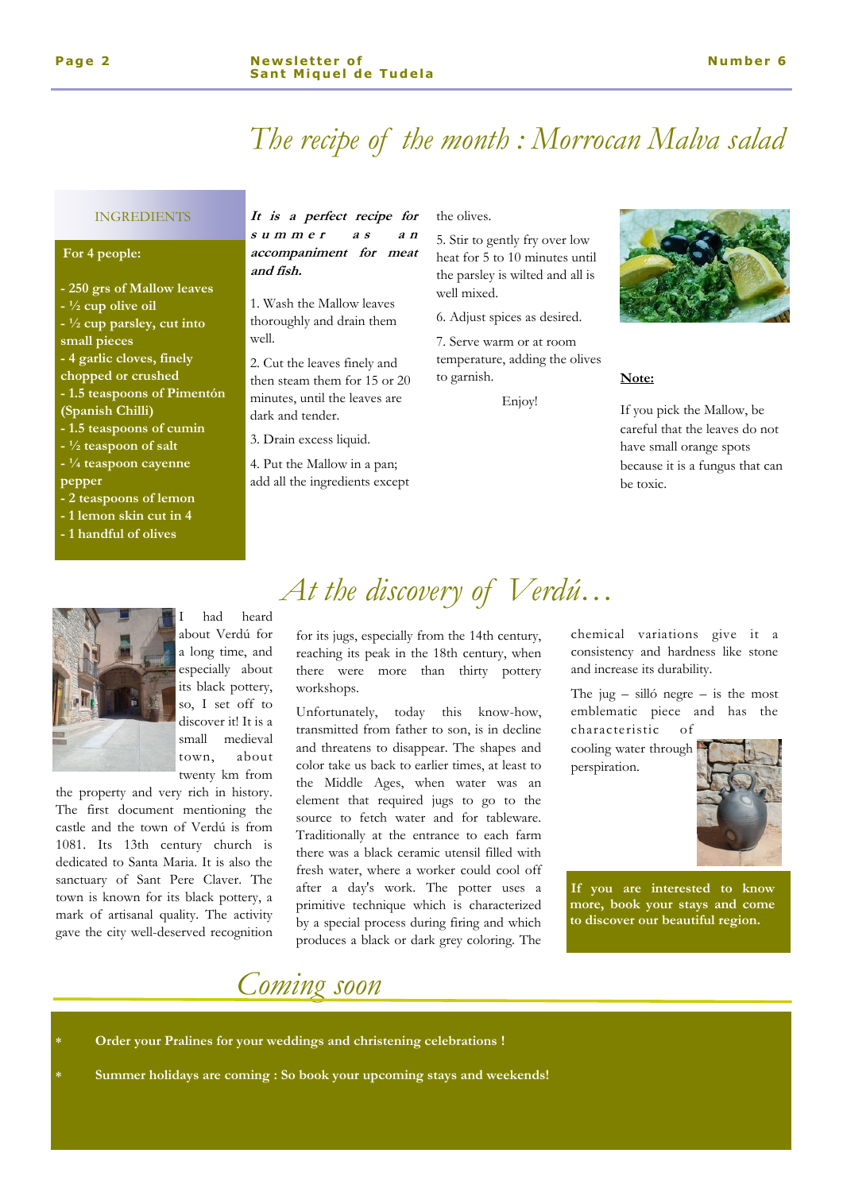# The recipe of the month : Morrocan Malva salad

INGREDIENTS

**For 4 people:**

- **250 grs of Mallow leaves**
- **½ cup olive oil**
- **½ cup parsley, cut into small pieces**
- **4 garlic cloves, finely chopped or crushed**
- **1.5 teaspoons of Pimentón (Spanish Chilli)**
- **1.5 teaspoons of cumin**
- **½ teaspoon of salt**
- **¼ teaspoon cayenne pepper**
- **2 teaspoons of lemon**
- **1 lemon skin cut in 4**
- **1 handful of olives**

***It is a perfect recipe for summer as an accompaniment for meat and fish.***

1. Wash the Mallow leaves thoroughly and drain them well.

2. Cut the leaves finely and then steam them for 15 or 20 minutes, until the leaves are dark and tender.

3. Drain excess liquid.

4. Put the Mallow in a pan; add all the ingredients except the olives.

5. Stir to gently fry over low heat for 5 to 10 minutes until the parsley is wilted and all is well mixed.

6. Adjust spices as desired.

7. Serve warm or at room temperature, adding the olives to garnish.

Enjoy!

**Note:**

If you pick the Mallow, be careful that the leaves do not have small orange spots because it is a fungus that can be toxic.

# At the discovery of Verdú…

I had heard about Verdú for a long time, and especially about its black pottery, so, I set off to discover it! It is a small medieval town, about twenty km from the property and very rich in history. The first document mentioning the castle and the town of Verdú is from 1081. Its 13th century church is dedicated to Santa Maria. It is also the sanctuary of Sant Pere Claver. The town is known for its black pottery, a mark of artisanal quality. The activity gave the city well-deserved recognition for its jugs, especially from the 14th century, reaching its peak in the 18th century, when there were more than thirty pottery workshops.

Unfortunately, today this know-how, transmitted from father to son, is in decline and threatens to disappear. The shapes and color take us back to earlier times, at least to the Middle Ages, when water was an element that required jugs to go to the source to fetch water and for tableware. Traditionally at the entrance to each farm there was a black ceramic utensil filled with fresh water, where a worker could cool off after a day's work. The potter uses a primitive technique which is characterized by a special process during firing and which produces a black or dark grey coloring. The chemical variations give it a consistency and hardness like stone and increase its durability.

The jug – silló negre – is the most emblematic piece and has the characteristic of cooling water through perspiration.

**If you are interested to know more, book your stays and come to discover our beautiful region.**

# Coming soon

- **Order your Pralines for your weddings and christening celebrations !**
- **Summer holidays are coming : So book your upcoming stays and weekends!**